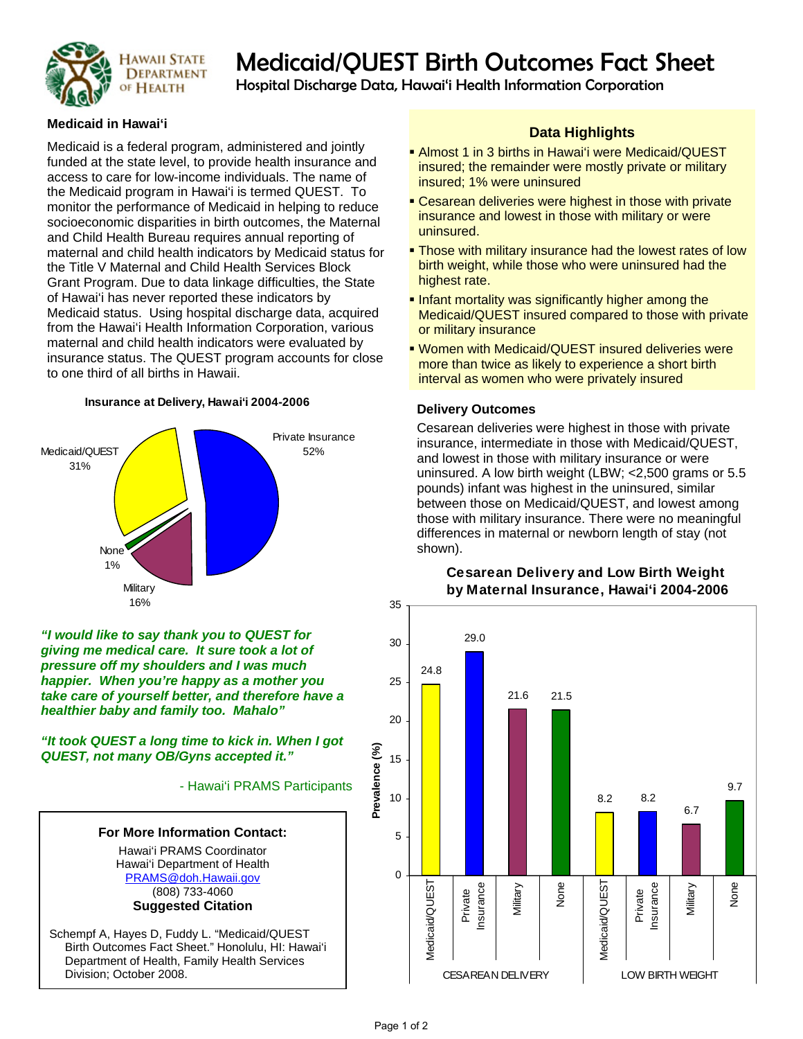# Medicaid/QUEST Birth Outcomes Fact Sheet

Hospital Discharge Data, Hawai'i Health Information Corporation

Hawaii State Department of Health

### Medicaid in Hawai'i

Medicaid is a federal program, administered and jointly funded at the state level, to provide health insurance and access to care for low-income individuals. The name of the Medicaid program in Hawai'i is termed QUEST. To monitor the performance of Medicaid in helping to reduce socioeconomic disparities in birth outcomes, the Maternal and Child Health Bureau requires annual reporting of maternal and child health indicators by Medicaid status for the Title V Maternal and Child Health Services Block Grant Program. Due to data linkage difficulties, the State of Hawai'i has never reported these indicators by Medicaid status. Using hospital discharge data, acquired from the Hawai'i Health Information Corporation, various maternal and child health indicators were evaluated by insurance status. The QUEST program accounts for close to one third of all births in Hawaii.

**Insurance at Delivery, Hawai'i 2004-2006**

| Insurance | Percent |
|---|---|
| Private Insurance | 52% |
| Medicaid/QUEST | 31% |
| Military | 16% |
| None | 1% |

***"I would like to say thank you to QUEST for giving me medical care. It sure took a lot of pressure off my shoulders and I was much happier. When you're happy as a mother you take care of yourself better, and therefore have a healthier baby and family too. Mahalo"***

***"It took QUEST a long time to kick in. When I got QUEST, not many OB/Gyns accepted it."***

- Hawai'i PRAMS Participants

**For More Information Contact:**

Hawai'i PRAMS Coordinator
Hawai'i Department of Health
PRAMS@doh.Hawaii.gov
(808) 733-4060

**Suggested Citation**

Schempf A, Hayes D, Fuddy L. "Medicaid/QUEST Birth Outcomes Fact Sheet." Honolulu, HI: Hawai'i Department of Health, Family Health Services Division; October 2008.

### Data Highlights

- Almost 1 in 3 births in Hawai'i were Medicaid/QUEST insured; the remainder were mostly private or military insured; 1% were uninsured
- Cesarean deliveries were highest in those with private insurance and lowest in those with military or were uninsured.
- Those with military insurance had the lowest rates of low birth weight, while those who were uninsured had the highest rate.
- Infant mortality was significantly higher among the Medicaid/QUEST insured compared to those with private or military insurance
- Women with Medicaid/QUEST insured deliveries were more than twice as likely to experience a short birth interval as women who were privately insured

### Delivery Outcomes

Cesarean deliveries were highest in those with private insurance, intermediate in those with Medicaid/QUEST, and lowest in those with military insurance or were uninsured. A low birth weight (LBW; <2,500 grams or 5.5 pounds) infant was highest in the uninsured, similar between those on Medicaid/QUEST, and lowest among those with military insurance. There were no meaningful differences in maternal or newborn length of stay (not shown).

**Cesarean Delivery and Low Birth Weight by Maternal Insurance, Hawai'i 2004-2006**

Prevalence (%)

| Insurance | Cesarean Delivery | Low Birth Weight |
|---|---|---|
| Medicaid/QUEST | 24.8 | 8.2 |
| Private Insurance | 29.0 | 8.2 |
| Military | 21.6 | 6.7 |
| None | 21.5 | 9.7 |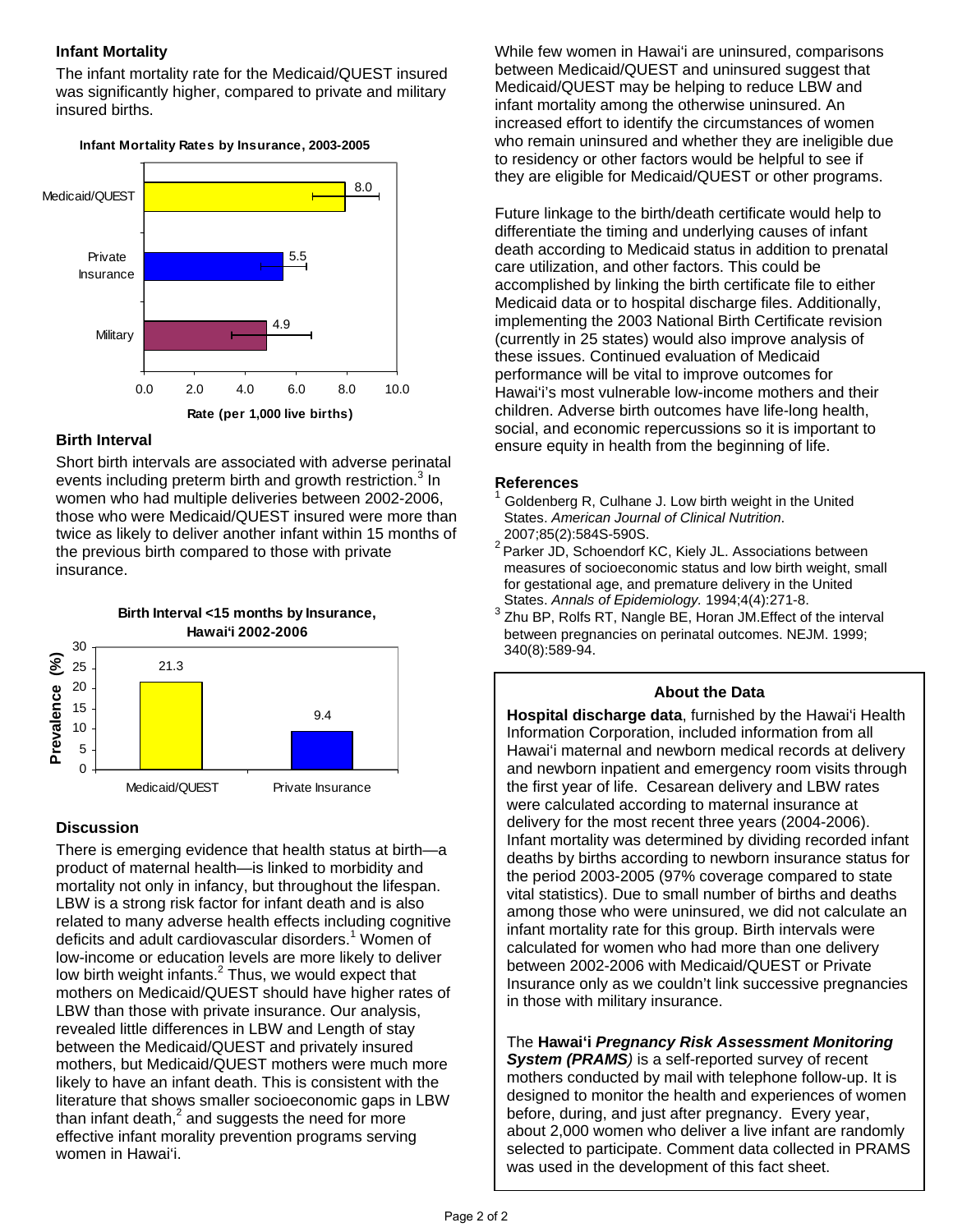### Infant Mortality

The infant mortality rate for the Medicaid/QUEST insured was significantly higher, compared to private and military insured births.

**Infant Mortality Rates by Insurance, 2003-2005**

Medicaid/QUEST
8.0
Private Insurance
5.5
Military
4.9
0.0
2.0
4.0
6.0
8.0
10.0
Rate (per 1,000 live births)

### Birth Interval

Short birth intervals are associated with adverse perinatal events including preterm birth and growth restriction.[3] In women who had multiple deliveries between 2002-2006, those who were Medicaid/QUEST insured were more than twice as likely to deliver another infant within 15 months of the previous birth compared to those with private insurance.

**Birth Interval <15 months by Insurance, Hawai'i 2002-2006**

Prevalence (%)
30
25
20
15
10
5
0
21.3
9.4
Medicaid/QUEST
Private Insurance

### Discussion

There is emerging evidence that health status at birth—a product of maternal health—is linked to morbidity and mortality not only in infancy, but throughout the lifespan. LBW is a strong risk factor for infant death and is also related to many adverse health effects including cognitive deficits and adult cardiovascular disorders.[1] Women of low-income or education levels are more likely to deliver low birth weight infants.[2] Thus, we would expect that mothers on Medicaid/QUEST should have higher rates of LBW than those with private insurance. Our analysis, revealed little differences in LBW and Length of stay between the Medicaid/QUEST and privately insured mothers, but Medicaid/QUEST mothers were much more likely to have an infant death. This is consistent with the literature that shows smaller socioeconomic gaps in LBW than infant death,[2] and suggests the need for more effective infant morality prevention programs serving women in Hawai'i.

While few women in Hawai'i are uninsured, comparisons between Medicaid/QUEST and uninsured suggest that Medicaid/QUEST may be helping to reduce LBW and infant mortality among the otherwise uninsured. An increased effort to identify the circumstances of women who remain uninsured and whether they are ineligible due to residency or other factors would be helpful to see if they are eligible for Medicaid/QUEST or other programs.

Future linkage to the birth/death certificate would help to differentiate the timing and underlying causes of infant death according to Medicaid status in addition to prenatal care utilization, and other factors. This could be accomplished by linking the birth certificate file to either Medicaid data or to hospital discharge files. Additionally, implementing the 2003 National Birth Certificate revision (currently in 25 states) would also improve analysis of these issues. Continued evaluation of Medicaid performance will be vital to improve outcomes for Hawai'i's most vulnerable low-income mothers and their children. Adverse birth outcomes have life-long health, social, and economic repercussions so it is important to ensure equity in health from the beginning of life.

### References

[1] Goldenberg R, Culhane J. Low birth weight in the United States. *American Journal of Clinical Nutrition*. 2007;85(2):584S-590S.

[2] Parker JD, Schoendorf KC, Kiely JL. Associations between measures of socioeconomic status and low birth weight, small for gestational age, and premature delivery in the United States. *Annals of Epidemiology.* 1994;4(4):271-8.

[3] Zhu BP, Rolfs RT, Nangle BE, Horan JM.Effect of the interval between pregnancies on perinatal outcomes. NEJM. 1999; 340(8):589-94.

### About the Data

**Hospital discharge data**, furnished by the Hawai'i Health Information Corporation, included information from all Hawai'i maternal and newborn medical records at delivery and newborn inpatient and emergency room visits through the first year of life. Cesarean delivery and LBW rates were calculated according to maternal insurance at delivery for the most recent three years (2004-2006). Infant mortality was determined by dividing recorded infant deaths by births according to newborn insurance status for the period 2003-2005 (97% coverage compared to state vital statistics). Due to small number of births and deaths among those who were uninsured, we did not calculate an infant mortality rate for this group. Birth intervals were calculated for women who had more than one delivery between 2002-2006 with Medicaid/QUEST or Private Insurance only as we couldn't link successive pregnancies in those with military insurance.

The **Hawai'i *Pregnancy Risk Assessment Monitoring System (PRAMS)*** is a self-reported survey of recent mothers conducted by mail with telephone follow-up. It is designed to monitor the health and experiences of women before, during, and just after pregnancy. Every year, about 2,000 women who deliver a live infant are randomly selected to participate. Comment data collected in PRAMS was used in the development of this fact sheet.